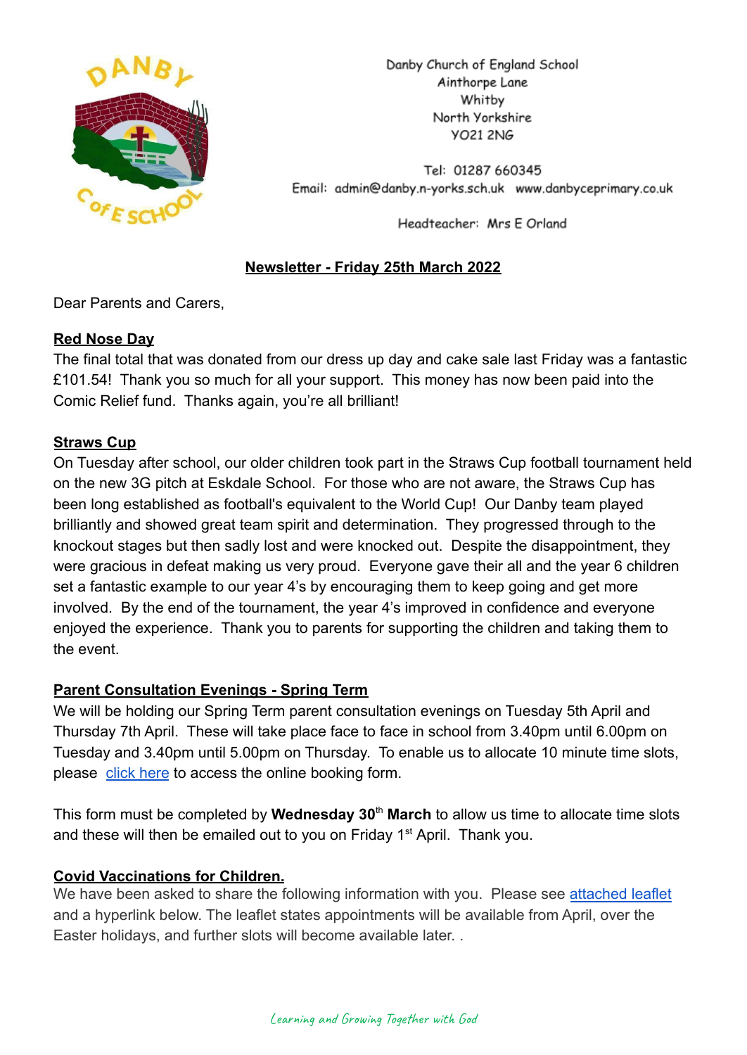Danby Church of England School
Ainthorpe Lane
Whitby
North Yorkshire
YO21 2NG

Tel: 01287 660345
Email: admin@danby.n-yorks.sch.uk www.danbyceprimary.co.uk

Headteacher: Mrs E Orland

# Newsletter - Friday 25th March 2022

Dear Parents and Carers,

## Red Nose Day

The final total that was donated from our dress up day and cake sale last Friday was a fantastic £101.54! Thank you so much for all your support. This money has now been paid into the Comic Relief fund. Thanks again, you're all brilliant!

## Straws Cup

On Tuesday after school, our older children took part in the Straws Cup football tournament held on the new 3G pitch at Eskdale School. For those who are not aware, the Straws Cup has been long established as football's equivalent to the World Cup! Our Danby team played brilliantly and showed great team spirit and determination. They progressed through to the knockout stages but then sadly lost and were knocked out. Despite the disappointment, they were gracious in defeat making us very proud. Everyone gave their all and the year 6 children set a fantastic example to our year 4's by encouraging them to keep going and get more involved. By the end of the tournament, the year 4's improved in confidence and everyone enjoyed the experience. Thank you to parents for supporting the children and taking them to the event.

## Parent Consultation Evenings - Spring Term

We will be holding our Spring Term parent consultation evenings on Tuesday 5th April and Thursday 7th April. These will take place face to face in school from 3.40pm until 6.00pm on Tuesday and 3.40pm until 5.00pm on Thursday. To enable us to allocate 10 minute time slots, please click here to access the online booking form.

This form must be completed by **Wednesday 30th March** to allow us time to allocate time slots and these will then be emailed out to you on Friday 1st April. Thank you.

## Covid Vaccinations for Children.

We have been asked to share the following information with you. Please see attached leaflet and a hyperlink below. The leaflet states appointments will be available from April, over the Easter holidays, and further slots will become available later. .

*Learning and Growing Together with God*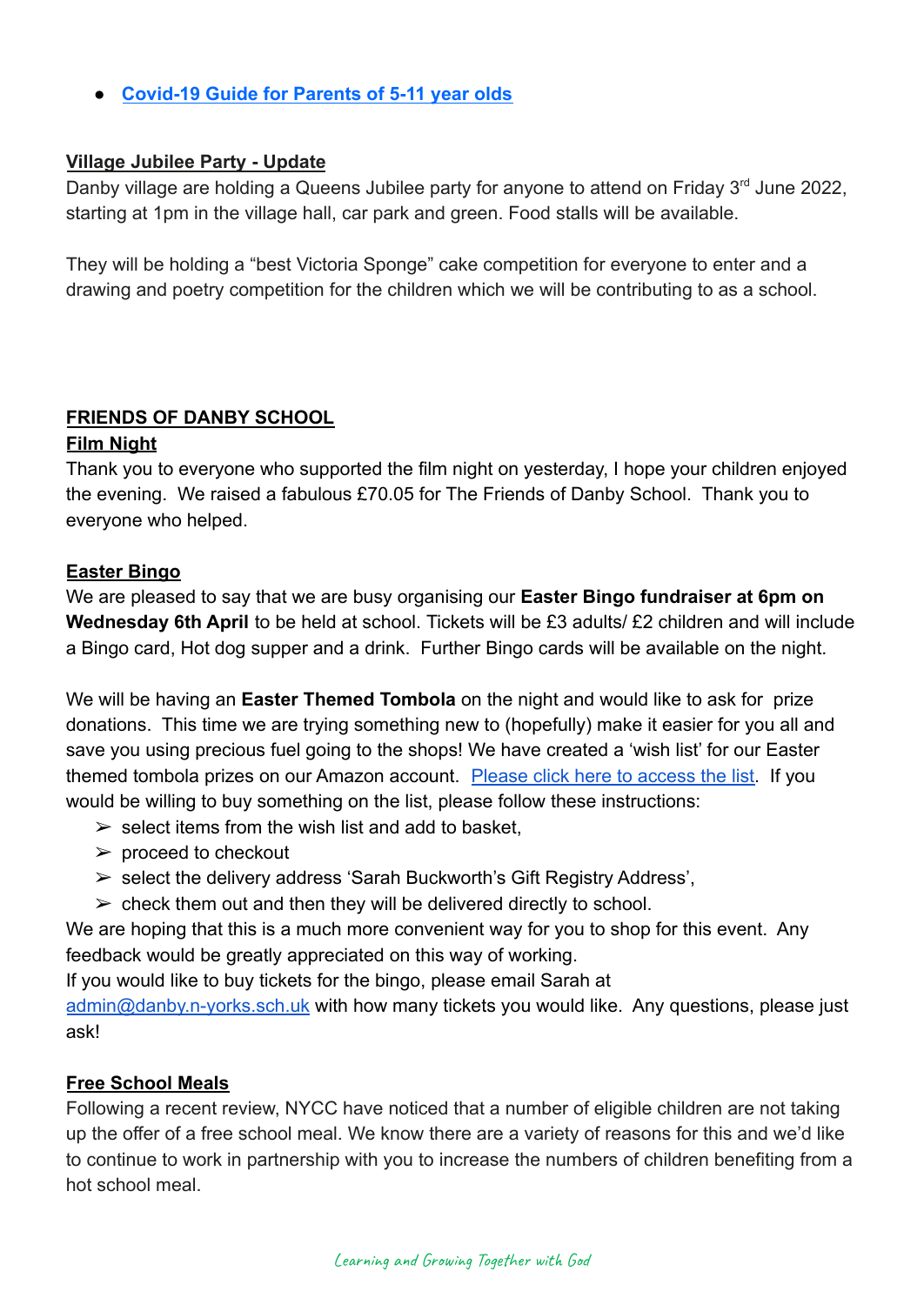- [Covid-19 Guide for Parents of 5-11 year olds]

**Village Jubilee Party - Update**

Danby village are holding a Queens Jubilee party for anyone to attend on Friday 3rd June 2022, starting at 1pm in the village hall, car park and green. Food stalls will be available.

They will be holding a "best Victoria Sponge" cake competition for everyone to enter and a drawing and poetry competition for the children which we will be contributing to as a school.

**FRIENDS OF DANBY SCHOOL**

**Film Night**

Thank you to everyone who supported the film night on yesterday, I hope your children enjoyed the evening. We raised a fabulous £70.05 for The Friends of Danby School. Thank you to everyone who helped.

**Easter Bingo**

We are pleased to say that we are busy organising our **Easter Bingo fundraiser at 6pm on Wednesday 6th April** to be held at school. Tickets will be £3 adults/ £2 children and will include a Bingo card, Hot dog supper and a drink. Further Bingo cards will be available on the night.

We will be having an **Easter Themed Tombola** on the night and would like to ask for prize donations. This time we are trying something new to (hopefully) make it easier for you all and save you using precious fuel going to the shops! We have created a 'wish list' for our Easter themed tombola prizes on our Amazon account. Please click here to access the list. If you would be willing to buy something on the list, please follow these instructions:

- select items from the wish list and add to basket,
- proceed to checkout
- select the delivery address 'Sarah Buckworth's Gift Registry Address',
- check them out and then they will be delivered directly to school.

We are hoping that this is a much more convenient way for you to shop for this event. Any feedback would be greatly appreciated on this way of working.
If you would like to buy tickets for the bingo, please email Sarah at admin@danby.n-yorks.sch.uk with how many tickets you would like. Any questions, please just ask!

**Free School Meals**

Following a recent review, NYCC have noticed that a number of eligible children are not taking up the offer of a free school meal. We know there are a variety of reasons for this and we'd like to continue to work in partnership with you to increase the numbers of children benefiting from a hot school meal.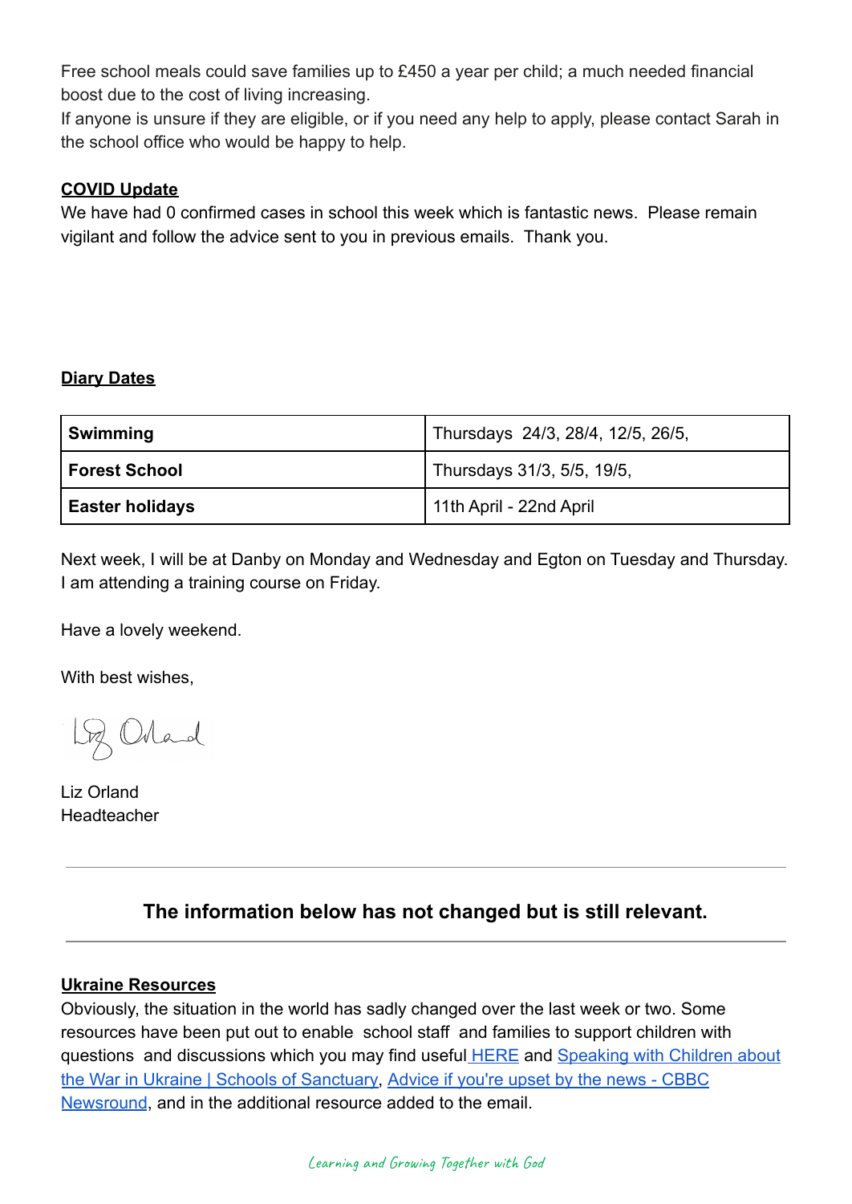Free school meals could save families up to £450 a year per child; a much needed financial boost due to the cost of living increasing.
If anyone is unsure if they are eligible, or if you need any help to apply, please contact Sarah in the school office who would be happy to help.

**COVID Update**

We have had 0 confirmed cases in school this week which is fantastic news. Please remain vigilant and follow the advice sent to you in previous emails. Thank you.

**Diary Dates**

| **Swimming** | Thursdays 24/3, 28/4, 12/5, 26/5, |
|---|---|
| **Forest School** | Thursdays 31/3, 5/5, 19/5, |
| **Easter holidays** | 11th April - 22nd April |

Next week, I will be at Danby on Monday and Wednesday and Egton on Tuesday and Thursday. I am attending a training course on Friday.

Have a lovely weekend.

With best wishes,

Liz Orland
Headteacher

---

## The information below has not changed but is still relevant.

---

**Ukraine Resources**

Obviously, the situation in the world has sadly changed over the last week or two. Some resources have been put out to enable school staff and families to support children with questions and discussions which you may find useful HERE and Speaking with Children about the War in Ukraine | Schools of Sanctuary, Advice if you're upset by the news - CBBC Newsround, and in the additional resource added to the email.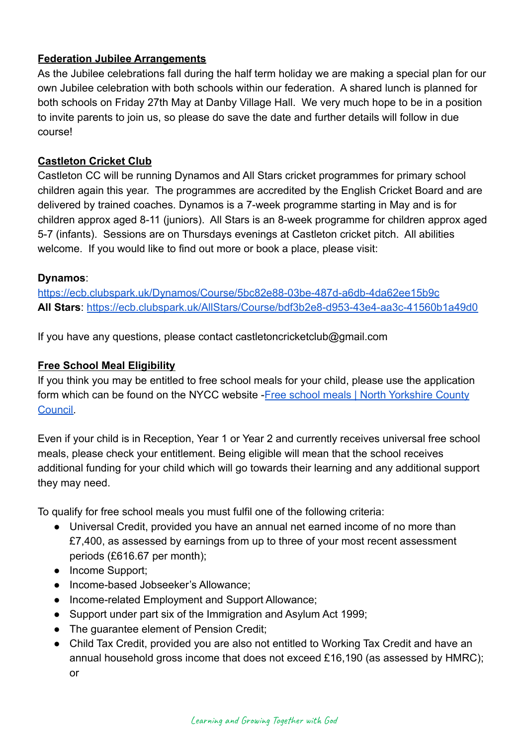**Federation Jubilee Arrangements**

As the Jubilee celebrations fall during the half term holiday we are making a special plan for our own Jubilee celebration with both schools within our federation. A shared lunch is planned for both schools on Friday 27th May at Danby Village Hall. We very much hope to be in a position to invite parents to join us, so please do save the date and further details will follow in due course!

**Castleton Cricket Club**

Castleton CC will be running Dynamos and All Stars cricket programmes for primary school children again this year. The programmes are accredited by the English Cricket Board and are delivered by trained coaches. Dynamos is a 7-week programme starting in May and is for children approx aged 8-11 (juniors). All Stars is an 8-week programme for children approx aged 5-7 (infants). Sessions are on Thursdays evenings at Castleton cricket pitch. All abilities welcome. If you would like to find out more or book a place, please visit:

**Dynamos**:
[https://ecb.clubspark.uk/Dynamos/Course/5bc82e88-03be-487d-a6db-4da62ee15b9c](https://ecb.clubspark.uk/Dynamos/Course/5bc82e88-03be-487d-a6db-4da62ee15b9c)
**All Stars**: [https://ecb.clubspark.uk/AllStars/Course/bdf3b2e8-d953-43e4-aa3c-41560b1a49d0](https://ecb.clubspark.uk/AllStars/Course/bdf3b2e8-d953-43e4-aa3c-41560b1a49d0)

If you have any questions, please contact castletoncricketclub@gmail.com

**Free School Meal Eligibility**

If you think you may be entitled to free school meals for your child, please use the application form which can be found on the NYCC website -[Free school meals | North Yorkshire County Council](#).

Even if your child is in Reception, Year 1 or Year 2 and currently receives universal free school meals, please check your entitlement. Being eligible will mean that the school receives additional funding for your child which will go towards their learning and any additional support they may need.

To qualify for free school meals you must fulfil one of the following criteria:

- Universal Credit, provided you have an annual net earned income of no more than £7,400, as assessed by earnings from up to three of your most recent assessment periods (£616.67 per month);
- Income Support;
- Income-based Jobseeker's Allowance;
- Income-related Employment and Support Allowance;
- Support under part six of the Immigration and Asylum Act 1999;
- The guarantee element of Pension Credit;
- Child Tax Credit, provided you are also not entitled to Working Tax Credit and have an annual household gross income that does not exceed £16,190 (as assessed by HMRC); or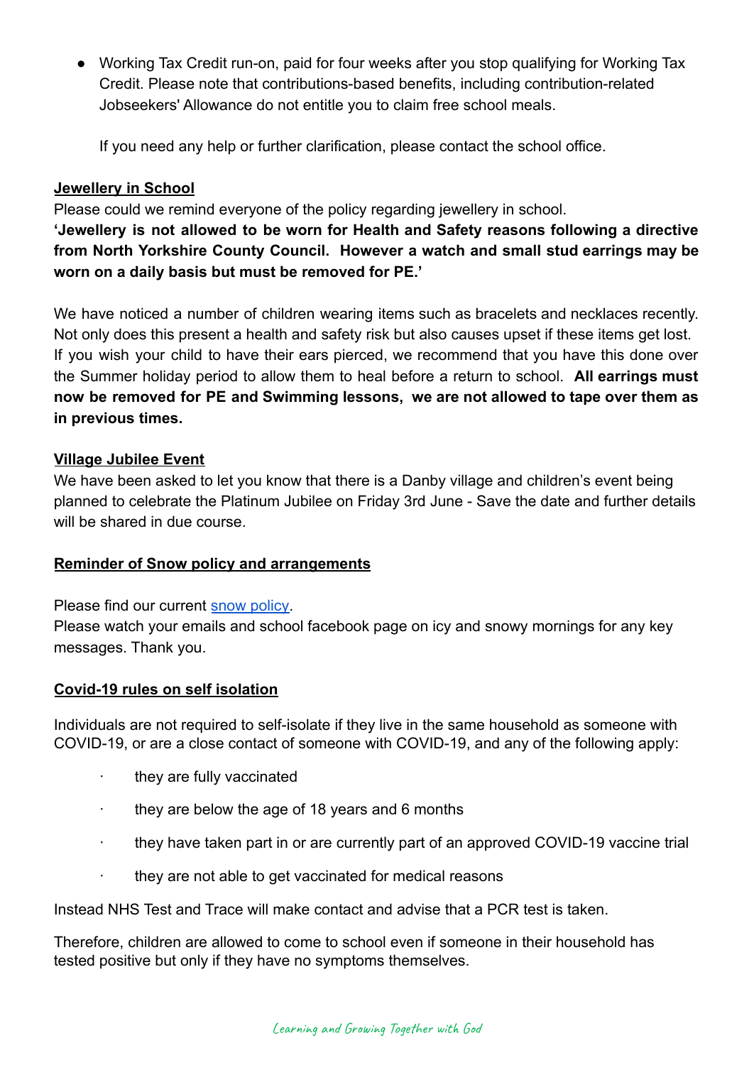- Working Tax Credit run-on, paid for four weeks after you stop qualifying for Working Tax Credit. Please note that contributions-based benefits, including contribution-related Jobseekers' Allowance do not entitle you to claim free school meals.

  If you need any help or further clarification, please contact the school office.

**Jewellery in School**

Please could we remind everyone of the policy regarding jewellery in school.

**'Jewellery is not allowed to be worn for Health and Safety reasons following a directive from North Yorkshire County Council. However a watch and small stud earrings may be worn on a daily basis but must be removed for PE.'**

We have noticed a number of children wearing items such as bracelets and necklaces recently. Not only does this present a health and safety risk but also causes upset if these items get lost. If you wish your child to have their ears pierced, we recommend that you have this done over the Summer holiday period to allow them to heal before a return to school. **All earrings must now be removed for PE and Swimming lessons, we are not allowed to tape over them as in previous times.**

**Village Jubilee Event**

We have been asked to let you know that there is a Danby village and children's event being planned to celebrate the Platinum Jubilee on Friday 3rd June - Save the date and further details will be shared in due course.

**Reminder of Snow policy and arrangements**

Please find our current snow policy.

Please watch your emails and school facebook page on icy and snowy mornings for any key messages. Thank you.

**Covid-19 rules on self isolation**

Individuals are not required to self-isolate if they live in the same household as someone with COVID-19, or are a close contact of someone with COVID-19, and any of the following apply:

- they are fully vaccinated
- they are below the age of 18 years and 6 months
- they have taken part in or are currently part of an approved COVID-19 vaccine trial
- they are not able to get vaccinated for medical reasons

Instead NHS Test and Trace will make contact and advise that a PCR test is taken.

Therefore, children are allowed to come to school even if someone in their household has tested positive but only if they have no symptoms themselves.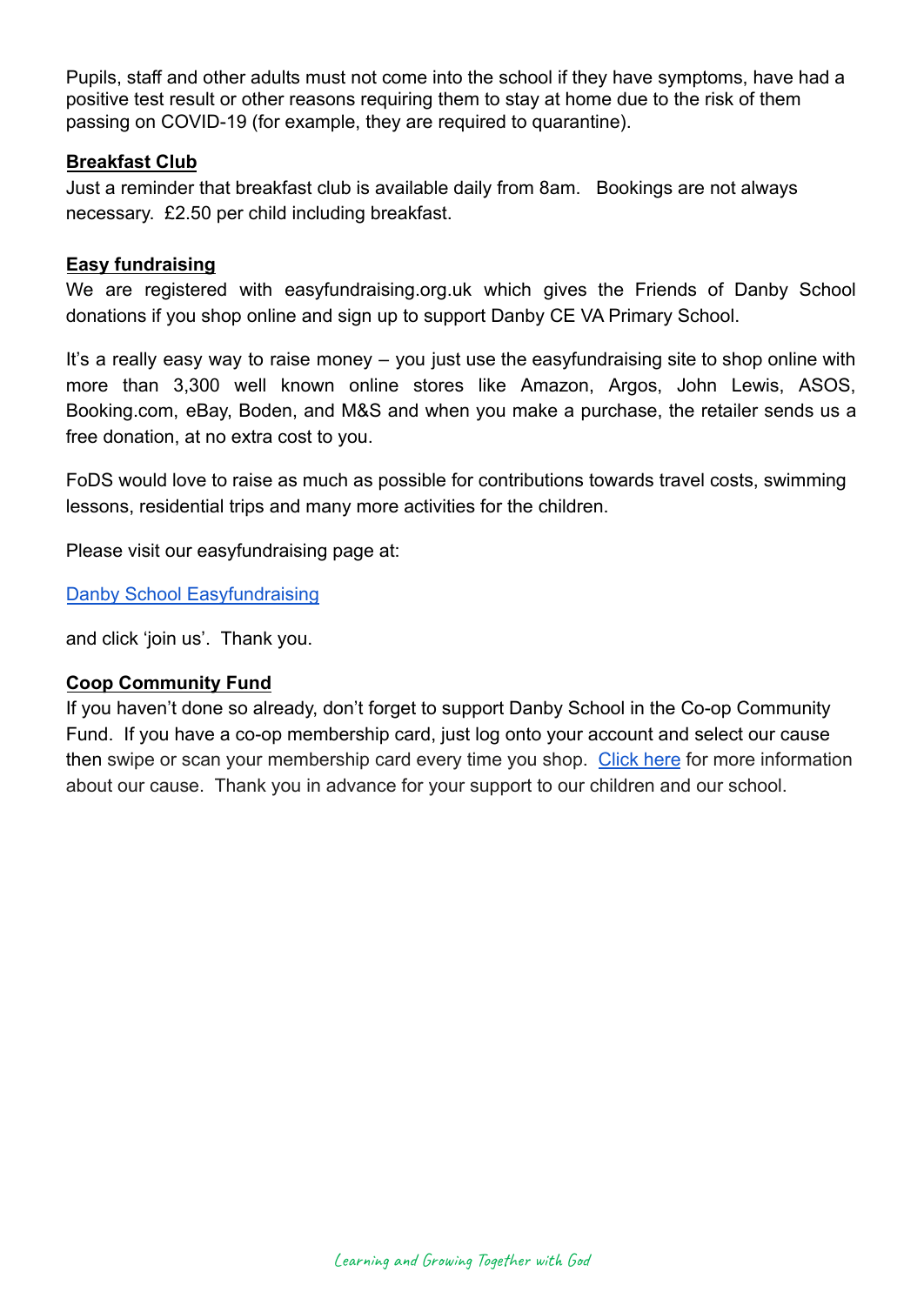Pupils, staff and other adults must not come into the school if they have symptoms, have had a positive test result or other reasons requiring them to stay at home due to the risk of them passing on COVID-19 (for example, they are required to quarantine).

**Breakfast Club**

Just a reminder that breakfast club is available daily from 8am. Bookings are not always necessary. £2.50 per child including breakfast.

**Easy fundraising**

We are registered with easyfundraising.org.uk which gives the Friends of Danby School donations if you shop online and sign up to support Danby CE VA Primary School.

It's a really easy way to raise money – you just use the easyfundraising site to shop online with more than 3,300 well known online stores like Amazon, Argos, John Lewis, ASOS, Booking.com, eBay, Boden, and M&S and when you make a purchase, the retailer sends us a free donation, at no extra cost to you.

FoDS would love to raise as much as possible for contributions towards travel costs, swimming lessons, residential trips and many more activities for the children.

Please visit our easyfundraising page at:

Danby School Easyfundraising

and click 'join us'. Thank you.

**Coop Community Fund**

If you haven't done so already, don't forget to support Danby School in the Co-op Community Fund. If you have a co-op membership card, just log onto your account and select our cause then swipe or scan your membership card every time you shop. Click here for more information about our cause. Thank you in advance for your support to our children and our school.